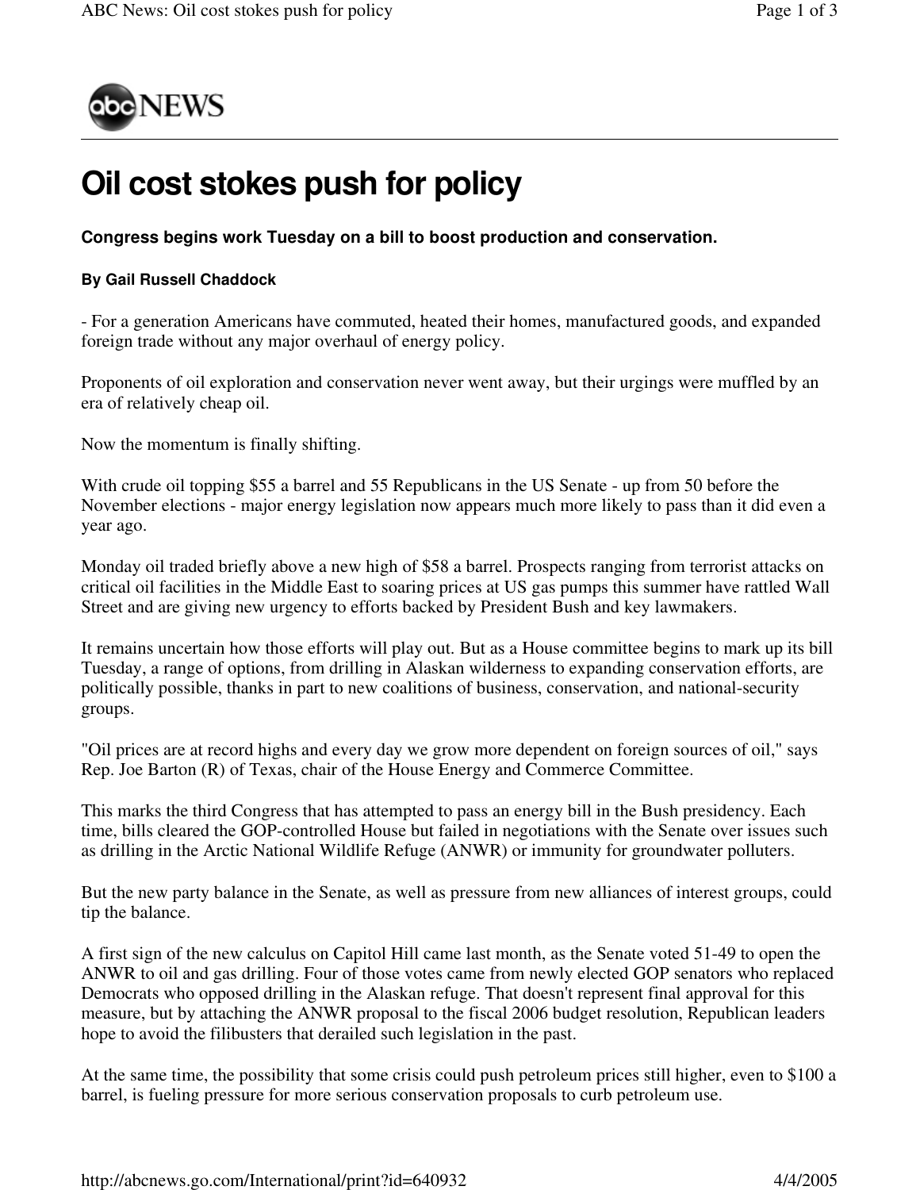# Oil cost stokes push for policy

**Congress begins work Tuesday on a bill to boost production and conservation.**

**By Gail Russell Chaddock**

- For a generation Americans have commuted, heated their homes, manufactured goods, and expanded foreign trade without any major overhaul of energy policy.

Proponents of oil exploration and conservation never went away, but their urgings were muffled by an era of relatively cheap oil.

Now the momentum is finally shifting.

With crude oil topping $55 a barrel and 55 Republicans in the US Senate - up from 50 before the November elections - major energy legislation now appears much more likely to pass than it did even a year ago.

Monday oil traded briefly above a new high of $58 a barrel. Prospects ranging from terrorist attacks on critical oil facilities in the Middle East to soaring prices at US gas pumps this summer have rattled Wall Street and are giving new urgency to efforts backed by President Bush and key lawmakers.

It remains uncertain how those efforts will play out. But as a House committee begins to mark up its bill Tuesday, a range of options, from drilling in Alaskan wilderness to expanding conservation efforts, are politically possible, thanks in part to new coalitions of business, conservation, and national-security groups.

"Oil prices are at record highs and every day we grow more dependent on foreign sources of oil," says Rep. Joe Barton (R) of Texas, chair of the House Energy and Commerce Committee.

This marks the third Congress that has attempted to pass an energy bill in the Bush presidency. Each time, bills cleared the GOP-controlled House but failed in negotiations with the Senate over issues such as drilling in the Arctic National Wildlife Refuge (ANWR) or immunity for groundwater polluters.

But the new party balance in the Senate, as well as pressure from new alliances of interest groups, could tip the balance.

A first sign of the new calculus on Capitol Hill came last month, as the Senate voted 51-49 to open the ANWR to oil and gas drilling. Four of those votes came from newly elected GOP senators who replaced Democrats who opposed drilling in the Alaskan refuge. That doesn't represent final approval for this measure, but by attaching the ANWR proposal to the fiscal 2006 budget resolution, Republican leaders hope to avoid the filibusters that derailed such legislation in the past.

At the same time, the possibility that some crisis could push petroleum prices still higher, even to $100 a barrel, is fueling pressure for more serious conservation proposals to curb petroleum use.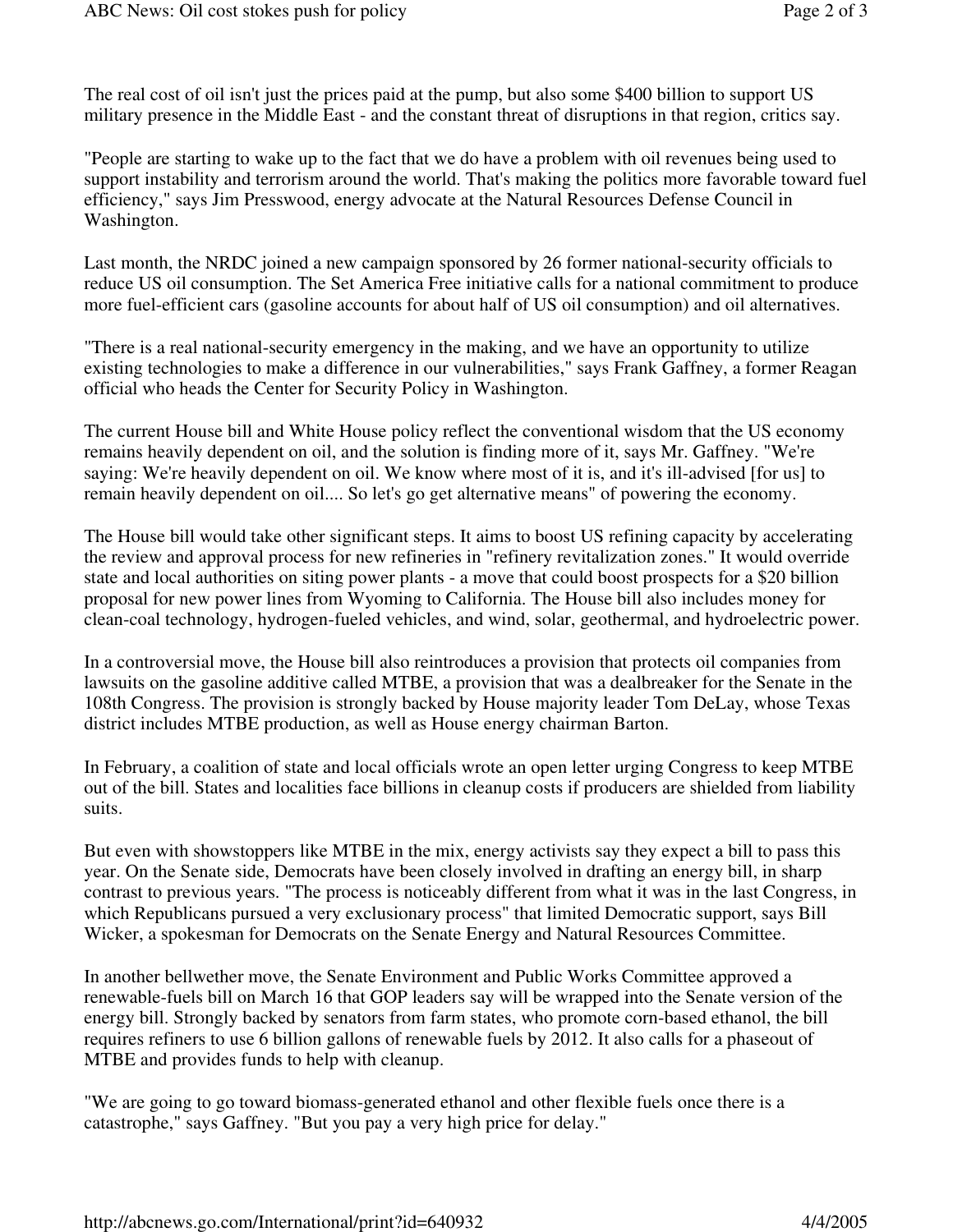The real cost of oil isn't just the prices paid at the pump, but also some $400 billion to support US military presence in the Middle East - and the constant threat of disruptions in that region, critics say.

"People are starting to wake up to the fact that we do have a problem with oil revenues being used to support instability and terrorism around the world. That's making the politics more favorable toward fuel efficiency," says Jim Presswood, energy advocate at the Natural Resources Defense Council in Washington.

Last month, the NRDC joined a new campaign sponsored by 26 former national-security officials to reduce US oil consumption. The Set America Free initiative calls for a national commitment to produce more fuel-efficient cars (gasoline accounts for about half of US oil consumption) and oil alternatives.

"There is a real national-security emergency in the making, and we have an opportunity to utilize existing technologies to make a difference in our vulnerabilities," says Frank Gaffney, a former Reagan official who heads the Center for Security Policy in Washington.

The current House bill and White House policy reflect the conventional wisdom that the US economy remains heavily dependent on oil, and the solution is finding more of it, says Mr. Gaffney. "We're saying: We're heavily dependent on oil. We know where most of it is, and it's ill-advised [for us] to remain heavily dependent on oil.... So let's go get alternative means" of powering the economy.

The House bill would take other significant steps. It aims to boost US refining capacity by accelerating the review and approval process for new refineries in "refinery revitalization zones." It would override state and local authorities on siting power plants - a move that could boost prospects for a $20 billion proposal for new power lines from Wyoming to California. The House bill also includes money for clean-coal technology, hydrogen-fueled vehicles, and wind, solar, geothermal, and hydroelectric power.

In a controversial move, the House bill also reintroduces a provision that protects oil companies from lawsuits on the gasoline additive called MTBE, a provision that was a dealbreaker for the Senate in the 108th Congress. The provision is strongly backed by House majority leader Tom DeLay, whose Texas district includes MTBE production, as well as House energy chairman Barton.

In February, a coalition of state and local officials wrote an open letter urging Congress to keep MTBE out of the bill. States and localities face billions in cleanup costs if producers are shielded from liability suits.

But even with showstoppers like MTBE in the mix, energy activists say they expect a bill to pass this year. On the Senate side, Democrats have been closely involved in drafting an energy bill, in sharp contrast to previous years. "The process is noticeably different from what it was in the last Congress, in which Republicans pursued a very exclusionary process" that limited Democratic support, says Bill Wicker, a spokesman for Democrats on the Senate Energy and Natural Resources Committee.

In another bellwether move, the Senate Environment and Public Works Committee approved a renewable-fuels bill on March 16 that GOP leaders say will be wrapped into the Senate version of the energy bill. Strongly backed by senators from farm states, who promote corn-based ethanol, the bill requires refiners to use 6 billion gallons of renewable fuels by 2012. It also calls for a phaseout of MTBE and provides funds to help with cleanup.

"We are going to go toward biomass-generated ethanol and other flexible fuels once there is a catastrophe," says Gaffney. "But you pay a very high price for delay."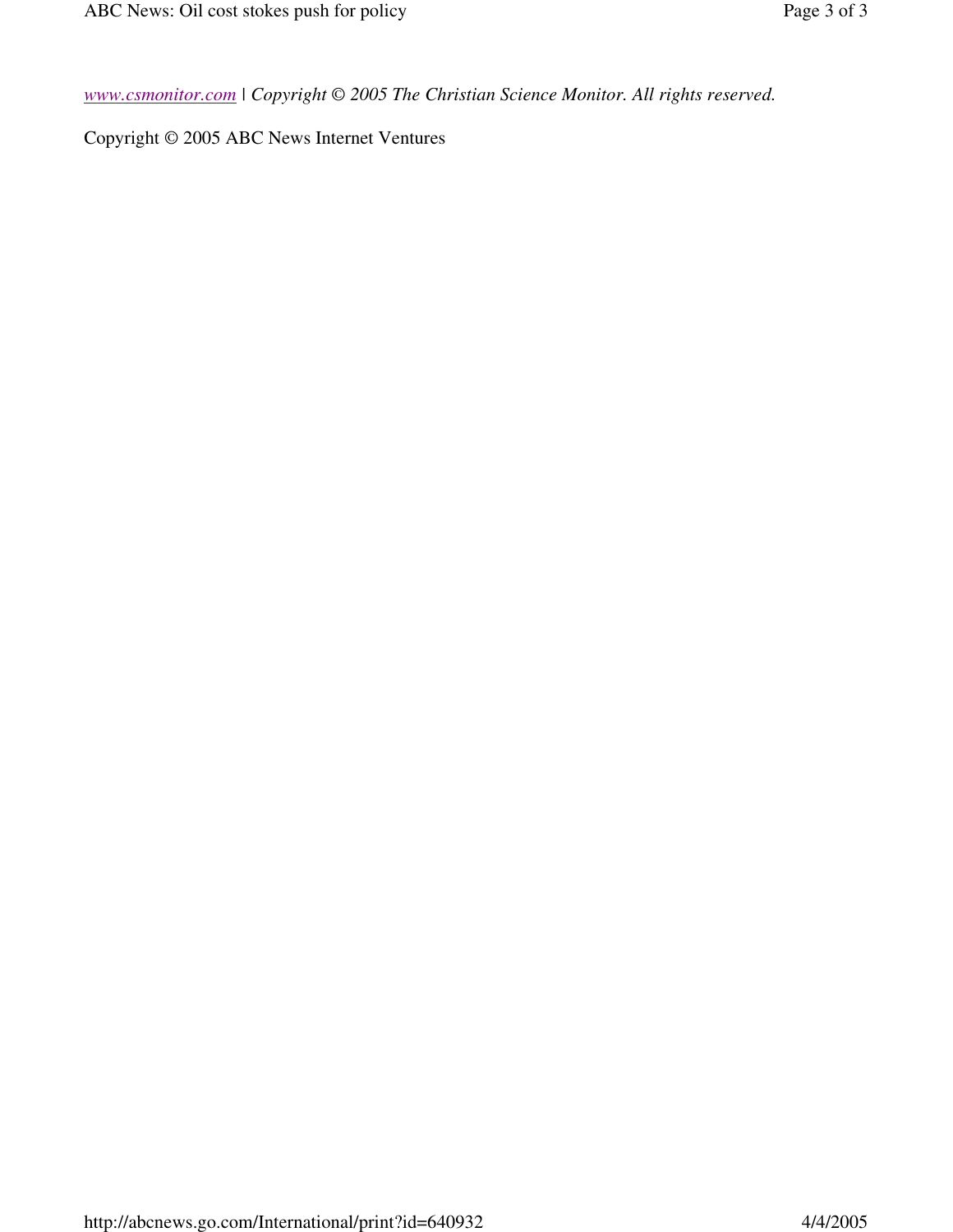*[www.csmonitor.com](http://www.csmonitor.com) | Copyright © 2005 The Christian Science Monitor. All rights reserved.*

Copyright © 2005 ABC News Internet Ventures